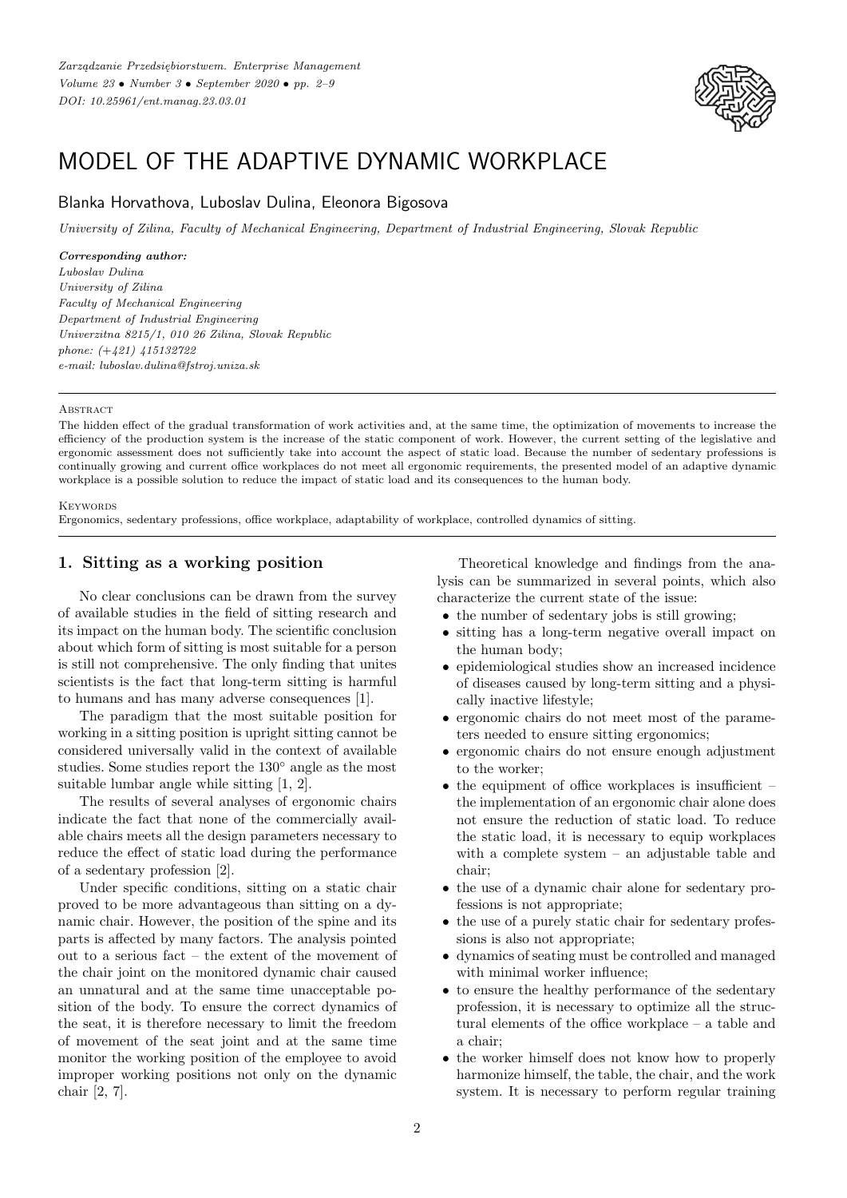*Zarządzanie Przedsiębiorstwem. Enterprise Management*
*Volume 23 • Number 3 • September 2020 • pp. 2–9*
*DOI: 10.25961/ent.manag.23.03.01*

# MODEL OF THE ADAPTIVE DYNAMIC WORKPLACE

Blanka Horvathova, Luboslav Dulina, Eleonora Bigosova

*University of Zilina, Faculty of Mechanical Engineering, Department of Industrial Engineering, Slovak Republic*

***Corresponding author:***
*Luboslav Dulina*
*University of Zilina*
*Faculty of Mechanical Engineering*
*Department of Industrial Engineering*
*Univerzitna 8215/1, 010 26 Zilina, Slovak Republic*
*phone: (+421) 415132722*
*e-mail: luboslav.dulina@fstroj.uniza.sk*

Abstract

The hidden effect of the gradual transformation of work activities and, at the same time, the optimization of movements to increase the efficiency of the production system is the increase of the static component of work. However, the current setting of the legislative and ergonomic assessment does not sufficiently take into account the aspect of static load. Because the number of sedentary professions is continually growing and current office workplaces do not meet all ergonomic requirements, the presented model of an adaptive dynamic workplace is a possible solution to reduce the impact of static load and its consequences to the human body.

Keywords

Ergonomics, sedentary professions, office workplace, adaptability of workplace, controlled dynamics of sitting.

## 1. Sitting as a working position

No clear conclusions can be drawn from the survey of available studies in the field of sitting research and its impact on the human body. The scientific conclusion about which form of sitting is most suitable for a person is still not comprehensive. The only finding that unites scientists is the fact that long-term sitting is harmful to humans and has many adverse consequences [1].

The paradigm that the most suitable position for working in a sitting position is upright sitting cannot be considered universally valid in the context of available studies. Some studies report the 130° angle as the most suitable lumbar angle while sitting [1, 2].

The results of several analyses of ergonomic chairs indicate the fact that none of the commercially available chairs meets all the design parameters necessary to reduce the effect of static load during the performance of a sedentary profession [2].

Under specific conditions, sitting on a static chair proved to be more advantageous than sitting on a dynamic chair. However, the position of the spine and its parts is affected by many factors. The analysis pointed out to a serious fact – the extent of the movement of the chair joint on the monitored dynamic chair caused an unnatural and at the same time unacceptable position of the body. To ensure the correct dynamics of the seat, it is therefore necessary to limit the freedom of movement of the seat joint and at the same time monitor the working position of the employee to avoid improper working positions not only on the dynamic chair [2, 7].

Theoretical knowledge and findings from the analysis can be summarized in several points, which also characterize the current state of the issue:

- the number of sedentary jobs is still growing;
- sitting has a long-term negative overall impact on the human body;
- epidemiological studies show an increased incidence of diseases caused by long-term sitting and a physically inactive lifestyle;
- ergonomic chairs do not meet most of the parameters needed to ensure sitting ergonomics;
- ergonomic chairs do not ensure enough adjustment to the worker;
- the equipment of office workplaces is insufficient – the implementation of an ergonomic chair alone does not ensure the reduction of static load. To reduce the static load, it is necessary to equip workplaces with a complete system – an adjustable table and chair;
- the use of a dynamic chair alone for sedentary professions is not appropriate;
- the use of a purely static chair for sedentary professions is also not appropriate;
- dynamics of seating must be controlled and managed with minimal worker influence;
- to ensure the healthy performance of the sedentary profession, it is necessary to optimize all the structural elements of the office workplace – a table and a chair;
- the worker himself does not know how to properly harmonize himself, the table, the chair, and the work system. It is necessary to perform regular training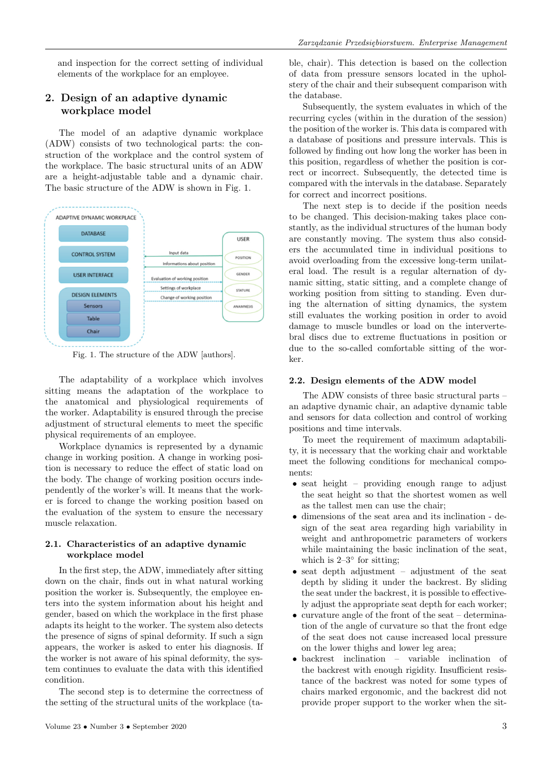and inspection for the correct setting of individual elements of the workplace for an employee.

## 2. Design of an adaptive dynamic workplace model

The model of an adaptive dynamic workplace (ADW) consists of two technological parts: the construction of the workplace and the control system of the workplace. The basic structural units of an ADW are a height-adjustable table and a dynamic chair. The basic structure of the ADW is shown in Fig. 1.

Fig. 1. The structure of the ADW [authors].

The adaptability of a workplace which involves sitting means the adaptation of the workplace to the anatomical and physiological requirements of the worker. Adaptability is ensured through the precise adjustment of structural elements to meet the specific physical requirements of an employee.

Workplace dynamics is represented by a dynamic change in working position. A change in working position is necessary to reduce the effect of static load on the body. The change of working position occurs independently of the worker's will. It means that the worker is forced to change the working position based on the evaluation of the system to ensure the necessary muscle relaxation.

### 2.1. Characteristics of an adaptive dynamic workplace model

In the first step, the ADW, immediately after sitting down on the chair, finds out in what natural working position the worker is. Subsequently, the employee enters into the system information about his height and gender, based on which the workplace in the first phase adapts its height to the worker. The system also detects the presence of signs of spinal deformity. If such a sign appears, the worker is asked to enter his diagnosis. If the worker is not aware of his spinal deformity, the system continues to evaluate the data with this identified condition.

The second step is to determine the correctness of the setting of the structural units of the workplace (table, chair). This detection is based on the collection of data from pressure sensors located in the upholstery of the chair and their subsequent comparison with the database.

Subsequently, the system evaluates in which of the recurring cycles (within in the duration of the session) the position of the worker is. This data is compared with a database of positions and pressure intervals. This is followed by finding out how long the worker has been in this position, regardless of whether the position is correct or incorrect. Subsequently, the detected time is compared with the intervals in the database. Separately for correct and incorrect positions.

The next step is to decide if the position needs to be changed. This decision-making takes place constantly, as the individual structures of the human body are constantly moving. The system thus also considers the accumulated time in individual positions to avoid overloading from the excessive long-term unilateral load. The result is a regular alternation of dynamic sitting, static sitting, and a complete change of working position from sitting to standing. Even during the alternation of sitting dynamics, the system still evaluates the working position in order to avoid damage to muscle bundles or load on the intervertebral discs due to extreme fluctuations in position or due to the so-called comfortable sitting of the worker.

### 2.2. Design elements of the ADW model

The ADW consists of three basic structural parts – an adaptive dynamic chair, an adaptive dynamic table and sensors for data collection and control of working positions and time intervals.

To meet the requirement of maximum adaptability, it is necessary that the working chair and worktable meet the following conditions for mechanical components:

- seat height – providing enough range to adjust the seat height so that the shortest women as well as the tallest men can use the chair;
- dimensions of the seat area and its inclination - design of the seat area regarding high variability in weight and anthropometric parameters of workers while maintaining the basic inclination of the seat, which is 2–3° for sitting;
- seat depth adjustment – adjustment of the seat depth by sliding it under the backrest. By sliding the seat under the backrest, it is possible to effectively adjust the appropriate seat depth for each worker;
- curvature angle of the front of the seat – determination of the angle of curvature so that the front edge of the seat does not cause increased local pressure on the lower thighs and lower leg area;
- backrest inclination – variable inclination of the backrest with enough rigidity. Insufficient resistance of the backrest was noted for some types of chairs marked ergonomic, and the backrest did not provide proper support to the worker when the sit-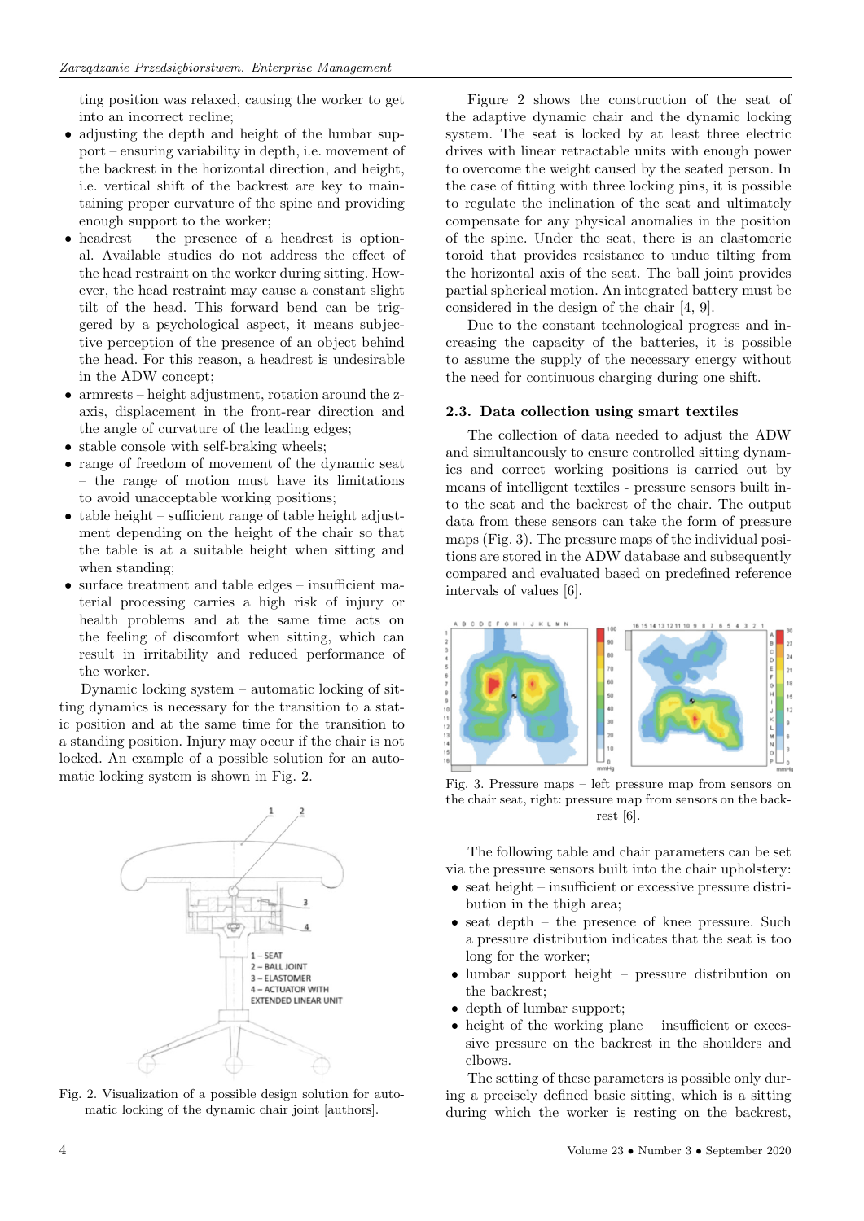ting position was relaxed, causing the worker to get into an incorrect recline;

- adjusting the depth and height of the lumbar support – ensuring variability in depth, i.e. movement of the backrest in the horizontal direction, and height, i.e. vertical shift of the backrest are key to maintaining proper curvature of the spine and providing enough support to the worker;
- headrest – the presence of a headrest is optional. Available studies do not address the effect of the head restraint on the worker during sitting. However, the head restraint may cause a constant slight tilt of the head. This forward bend can be triggered by a psychological aspect, it means subjective perception of the presence of an object behind the head. For this reason, a headrest is undesirable in the ADW concept;
- armrests – height adjustment, rotation around the z-axis, displacement in the front-rear direction and the angle of curvature of the leading edges;
- stable console with self-braking wheels;
- range of freedom of movement of the dynamic seat – the range of motion must have its limitations to avoid unacceptable working positions;
- table height – sufficient range of table height adjustment depending on the height of the chair so that the table is at a suitable height when sitting and when standing;
- surface treatment and table edges – insufficient material processing carries a high risk of injury or health problems and at the same time acts on the feeling of discomfort when sitting, which can result in irritability and reduced performance of the worker.

Dynamic locking system – automatic locking of sitting dynamics is necessary for the transition to a static position and at the same time for the transition to a standing position. Injury may occur if the chair is not locked. An example of a possible solution for an automatic locking system is shown in Fig. 2.

1 – SEAT
2 – BALL JOINT
3 – ELASTOMER
4 – ACTUATOR WITH EXTENDED LINEAR UNIT

Fig. 2. Visualization of a possible design solution for automatic locking of the dynamic chair joint [authors].

Figure 2 shows the construction of the seat of the adaptive dynamic chair and the dynamic locking system. The seat is locked by at least three electric drives with linear retractable units with enough power to overcome the weight caused by the seated person. In the case of fitting with three locking pins, it is possible to regulate the inclination of the seat and ultimately compensate for any physical anomalies in the position of the spine. Under the seat, there is an elastomeric toroid that provides resistance to undue tilting from the horizontal axis of the seat. The ball joint provides partial spherical motion. An integrated battery must be considered in the design of the chair [4, 9].

Due to the constant technological progress and increasing the capacity of the batteries, it is possible to assume the supply of the necessary energy without the need for continuous charging during one shift.

### 2.3. Data collection using smart textiles

The collection of data needed to adjust the ADW and simultaneously to ensure controlled sitting dynamics and correct working positions is carried out by means of intelligent textiles - pressure sensors built into the seat and the backrest of the chair. The output data from these sensors can take the form of pressure maps (Fig. 3). The pressure maps of the individual positions are stored in the ADW database and subsequently compared and evaluated based on predefined reference intervals of values [6].

Fig. 3. Pressure maps – left pressure map from sensors on the chair seat, right: pressure map from sensors on the backrest [6].

The following table and chair parameters can be set via the pressure sensors built into the chair upholstery:

- seat height – insufficient or excessive pressure distribution in the thigh area;
- seat depth – the presence of knee pressure. Such a pressure distribution indicates that the seat is too long for the worker;
- lumbar support height – pressure distribution on the backrest;
- depth of lumbar support;
- height of the working plane – insufficient or excessive pressure on the backrest in the shoulders and elbows.

The setting of these parameters is possible only during a precisely defined basic sitting, which is a sitting during which the worker is resting on the backrest,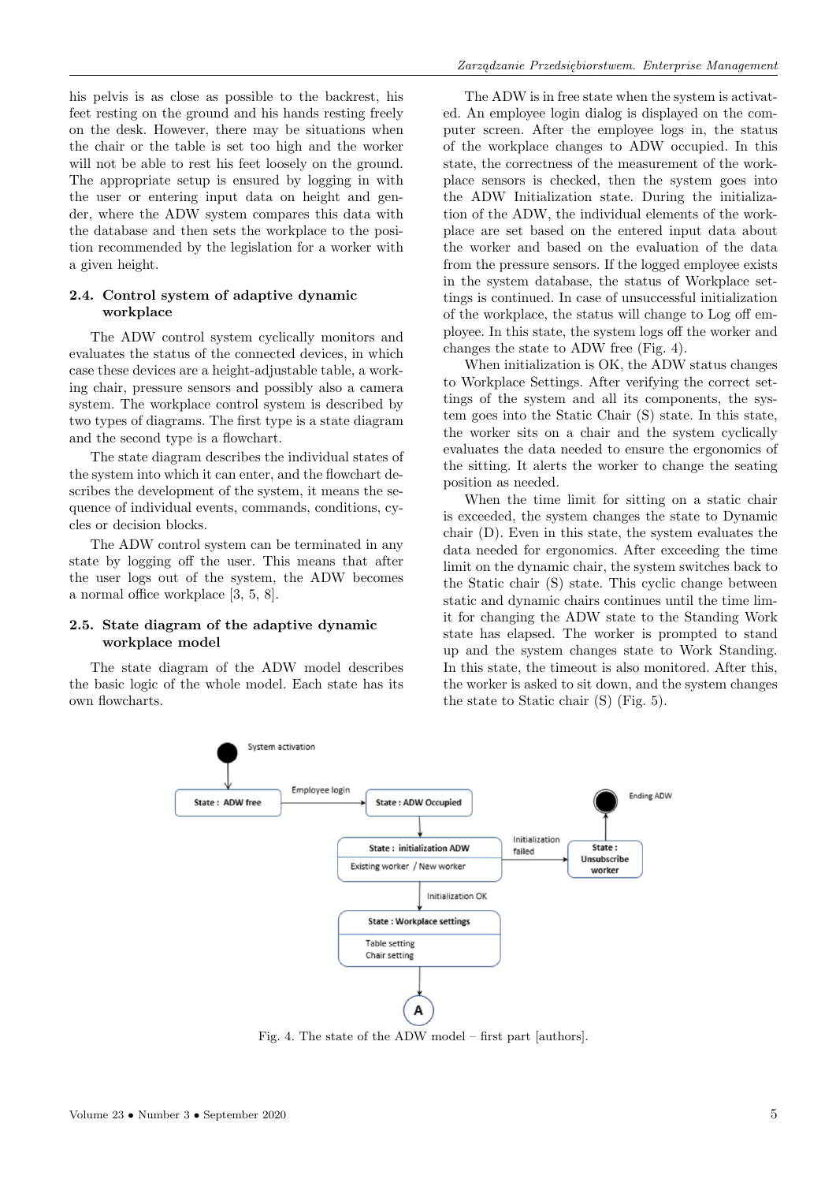his pelvis is as close as possible to the backrest, his feet resting on the ground and his hands resting freely on the desk. However, there may be situations when the chair or the table is set too high and the worker will not be able to rest his feet loosely on the ground. The appropriate setup is ensured by logging in with the user or entering input data on height and gender, where the ADW system compares this data with the database and then sets the workplace to the position recommended by the legislation for a worker with a given height.

### 2.4. Control system of adaptive dynamic workplace

The ADW control system cyclically monitors and evaluates the status of the connected devices, in which case these devices are a height-adjustable table, a working chair, pressure sensors and possibly also a camera system. The workplace control system is described by two types of diagrams. The first type is a state diagram and the second type is a flowchart.

The state diagram describes the individual states of the system into which it can enter, and the flowchart describes the development of the system, it means the sequence of individual events, commands, conditions, cycles or decision blocks.

The ADW control system can be terminated in any state by logging off the user. This means that after the user logs out of the system, the ADW becomes a normal office workplace [3, 5, 8].

### 2.5. State diagram of the adaptive dynamic workplace model

The state diagram of the ADW model describes the basic logic of the whole model. Each state has its own flowcharts.

The ADW is in free state when the system is activated. An employee login dialog is displayed on the computer screen. After the employee logs in, the status of the workplace changes to ADW occupied. In this state, the correctness of the measurement of the workplace sensors is checked, then the system goes into the ADW Initialization state. During the initialization of the ADW, the individual elements of the workplace are set based on the entered input data about the worker and based on the evaluation of the data from the pressure sensors. If the logged employee exists in the system database, the status of Workplace settings is continued. In case of unsuccessful initialization of the workplace, the status will change to Log off employee. In this state, the system logs off the worker and changes the state to ADW free (Fig. 4).

When initialization is OK, the ADW status changes to Workplace Settings. After verifying the correct settings of the system and all its components, the system goes into the Static Chair (S) state. In this state, the worker sits on a chair and the system cyclically evaluates the data needed to ensure the ergonomics of the sitting. It alerts the worker to change the seating position as needed.

When the time limit for sitting on a static chair is exceeded, the system changes the state to Dynamic chair (D). Even in this state, the system evaluates the data needed for ergonomics. After exceeding the time limit on the dynamic chair, the system switches back to the Static chair (S) state. This cyclic change between static and dynamic chairs continues until the time limit for changing the ADW state to the Standing Work state has elapsed. The worker is prompted to stand up and the system changes state to Work Standing. In this state, the timeout is also monitored. After this, the worker is asked to sit down, and the system changes the state to Static chair (S) (Fig. 5).

Fig. 4. The state of the ADW model – first part [authors].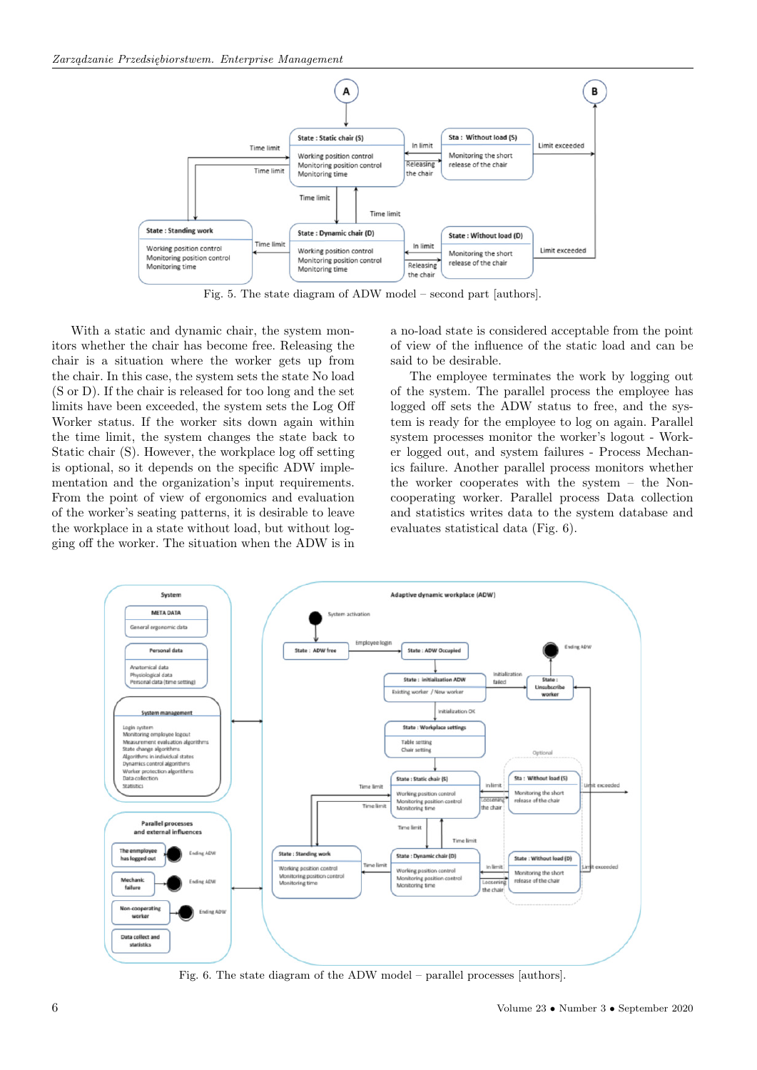Fig. 5. The state diagram of ADW model – second part [authors].

With a static and dynamic chair, the system monitors whether the chair has become free. Releasing the chair is a situation where the worker gets up from the chair. In this case, the system sets the state No load (S or D). If the chair is released for too long and the set limits have been exceeded, the system sets the Log Off Worker status. If the worker sits down again within the time limit, the system changes the state back to Static chair (S). However, the workplace log off setting is optional, so it depends on the specific ADW implementation and the organization's input requirements. From the point of view of ergonomics and evaluation of the worker's seating patterns, it is desirable to leave the workplace in a state without load, but without logging off the worker. The situation when the ADW is in a no-load state is considered acceptable from the point of view of the influence of the static load and can be said to be desirable.

The employee terminates the work by logging out of the system. The parallel process the employee has logged off sets the ADW status to free, and the system is ready for the employee to log on again. Parallel system processes monitor the worker's logout - Worker logged out, and system failures - Process Mechanics failure. Another parallel process monitors whether the worker cooperates with the system – the Non-cooperating worker. Parallel process Data collection and statistics writes data to the system database and evaluates statistical data (Fig. 6).

Fig. 6. The state diagram of the ADW model – parallel processes [authors].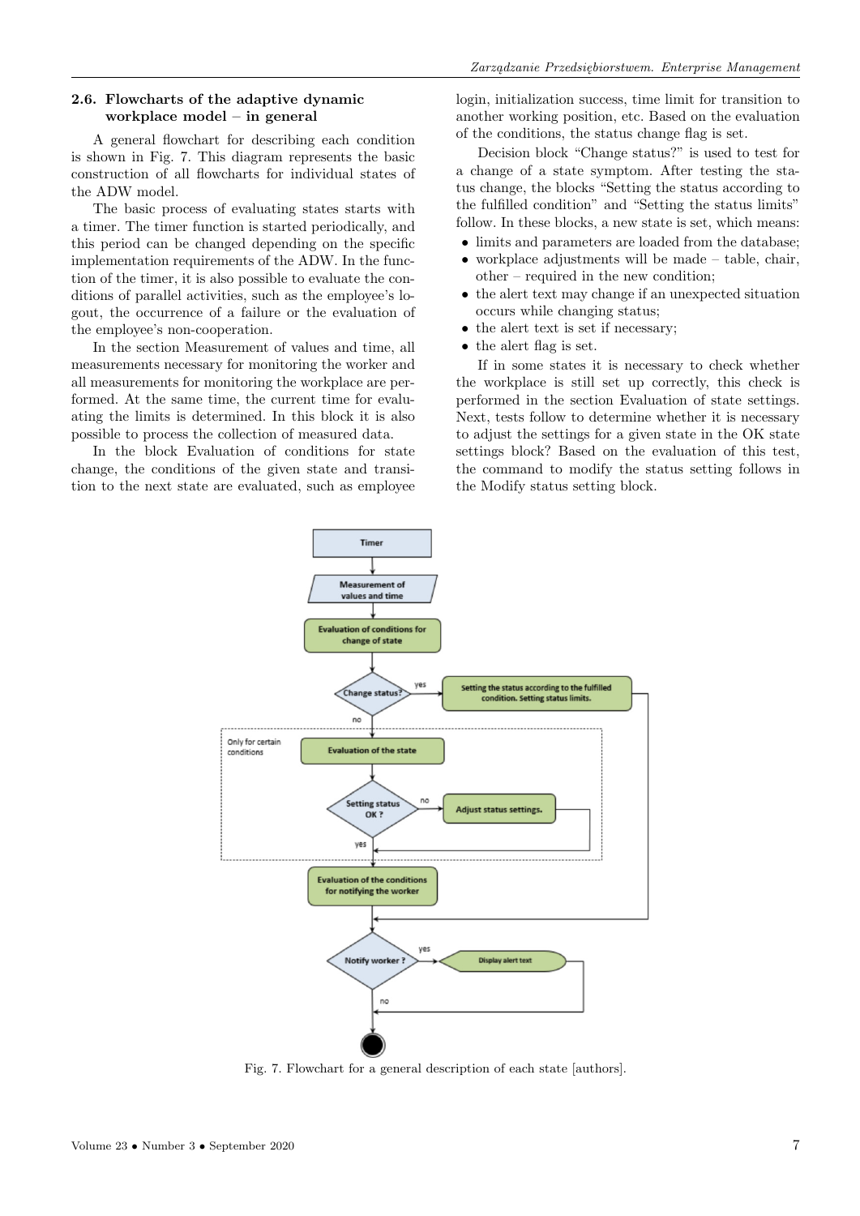## 2.6. Flowcharts of the adaptive dynamic workplace model – in general

A general flowchart for describing each condition is shown in Fig. 7. This diagram represents the basic construction of all flowcharts for individual states of the ADW model.

The basic process of evaluating states starts with a timer. The timer function is started periodically, and this period can be changed depending on the specific implementation requirements of the ADW. In the function of the timer, it is also possible to evaluate the conditions of parallel activities, such as the employee's logout, the occurrence of a failure or the evaluation of the employee's non-cooperation.

In the section Measurement of values and time, all measurements necessary for monitoring the worker and all measurements for monitoring the workplace are performed. At the same time, the current time for evaluating the limits is determined. In this block it is also possible to process the collection of measured data.

In the block Evaluation of conditions for state change, the conditions of the given state and transition to the next state are evaluated, such as employee login, initialization success, time limit for transition to another working position, etc. Based on the evaluation of the conditions, the status change flag is set.

Decision block "Change status?" is used to test for a change of a state symptom. After testing the status change, the blocks "Setting the status according to the fulfilled condition" and "Setting the status limits" follow. In these blocks, a new state is set, which means:

- limits and parameters are loaded from the database;
- workplace adjustments will be made – table, chair, other – required in the new condition;
- the alert text may change if an unexpected situation occurs while changing status;
- the alert text is set if necessary;
- the alert flag is set.

If in some states it is necessary to check whether the workplace is still set up correctly, this check is performed in the section Evaluation of state settings. Next, tests follow to determine whether it is necessary to adjust the settings for a given state in the OK state settings block? Based on the evaluation of this test, the command to modify the status setting follows in the Modify status setting block.

Fig. 7. Flowchart for a general description of each state [authors].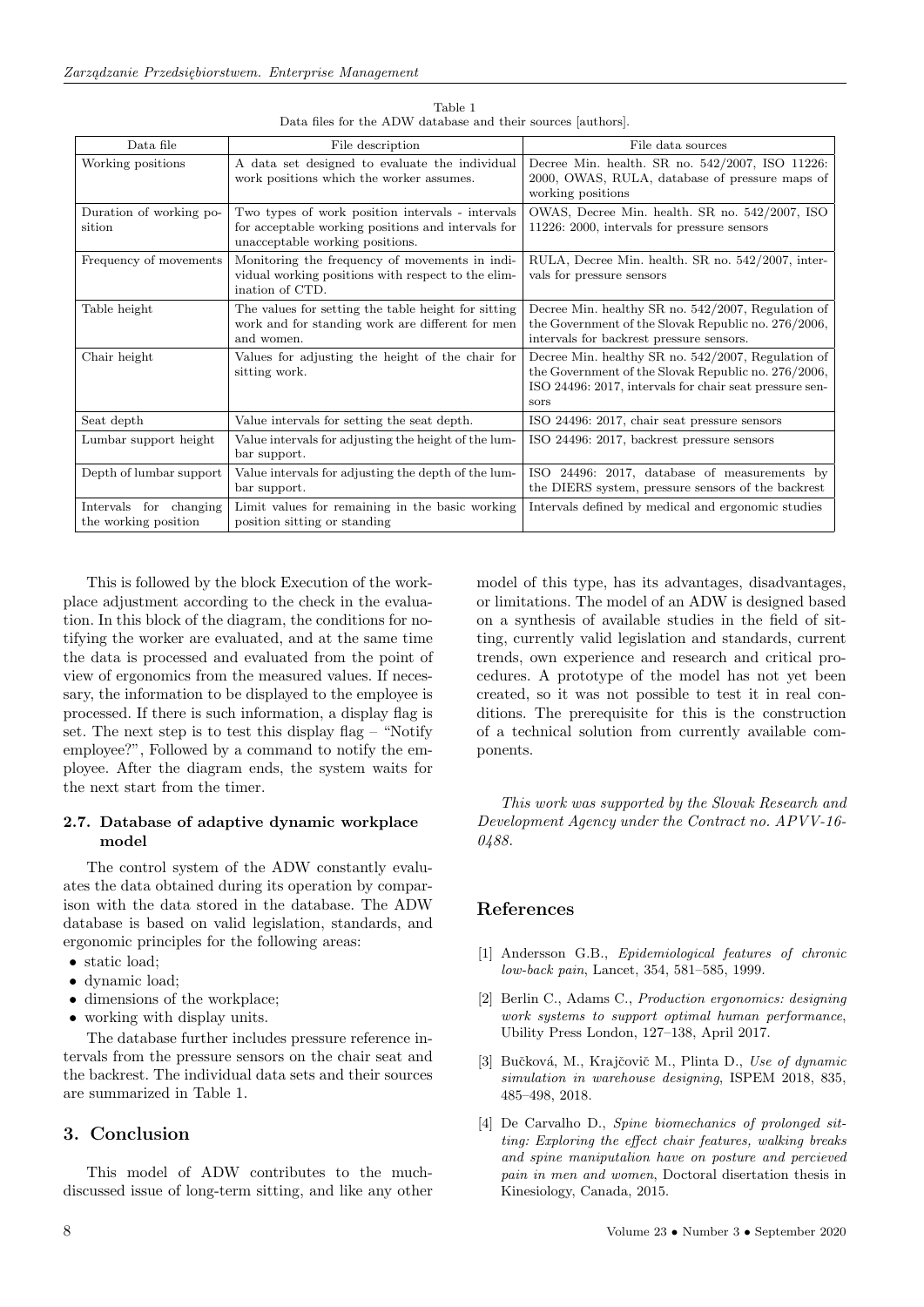Table 1
Data files for the ADW database and their sources [authors].

| Data file | File description | File data sources |
| --- | --- | --- |
| Working positions | A data set designed to evaluate the individual work positions which the worker assumes. | Decree Min. health. SR no. 542/2007, ISO 11226: 2000, OWAS, RULA, database of pressure maps of working positions |
| Duration of working position | Two types of work position intervals - intervals for acceptable working positions and intervals for unacceptable working positions. | OWAS, Decree Min. health. SR no. 542/2007, ISO 11226: 2000, intervals for pressure sensors |
| Frequency of movements | Monitoring the frequency of movements in individual working positions with respect to the elimination of CTD. | RULA, Decree Min. health. SR no. 542/2007, intervals for pressure sensors |
| Table height | The values for setting the table height for sitting work and for standing work are different for men and women. | Decree Min. healthy SR no. 542/2007, Regulation of the Government of the Slovak Republic no. 276/2006, intervals for backrest pressure sensors. |
| Chair height | Values for adjusting the height of the chair for sitting work. | Decree Min. healthy SR no. 542/2007, Regulation of the Government of the Slovak Republic no. 276/2006, ISO 24496: 2017, intervals for chair seat pressure sensors |
| Seat depth | Value intervals for setting the seat depth. | ISO 24496: 2017, chair seat pressure sensors |
| Lumbar support height | Value intervals for adjusting the height of the lumbar support. | ISO 24496: 2017, backrest pressure sensors |
| Depth of lumbar support | Value intervals for adjusting the depth of the lumbar support. | ISO 24496: 2017, database of measurements by the DIERS system, pressure sensors of the backrest |
| Intervals for changing the working position | Limit values for remaining in the basic working position sitting or standing | Intervals defined by medical and ergonomic studies |

This is followed by the block Execution of the workplace adjustment according to the check in the evaluation. In this block of the diagram, the conditions for notifying the worker are evaluated, and at the same time the data is processed and evaluated from the point of view of ergonomics from the measured values. If necessary, the information to be displayed to the employee is processed. If there is such information, a display flag is set. The next step is to test this display flag – "Notify employee?", Followed by a command to notify the employee. After the diagram ends, the system waits for the next start from the timer.

### 2.7. Database of adaptive dynamic workplace model

The control system of the ADW constantly evaluates the data obtained during its operation by comparison with the data stored in the database. The ADW database is based on valid legislation, standards, and ergonomic principles for the following areas:

- static load;
- dynamic load;
- dimensions of the workplace;
- working with display units.

The database further includes pressure reference intervals from the pressure sensors on the chair seat and the backrest. The individual data sets and their sources are summarized in Table 1.

## 3. Conclusion

This model of ADW contributes to the much-discussed issue of long-term sitting, and like any other model of this type, has its advantages, disadvantages, or limitations. The model of an ADW is designed based on a synthesis of available studies in the field of sitting, currently valid legislation and standards, current trends, own experience and research and critical procedures. A prototype of the model has not yet been created, so it was not possible to test it in real conditions. The prerequisite for this is the construction of a technical solution from currently available components.

*This work was supported by the Slovak Research and Development Agency under the Contract no. APVV-16-0488.*

## References

[1] Andersson G.B., *Epidemiological features of chronic low-back pain*, Lancet, 354, 581–585, 1999.

[2] Berlin C., Adams C., *Production ergonomics: designing work systems to support optimal human performance*, Ubility Press London, 127–138, April 2017.

[3] Bučková, M., Krajčovič M., Plinta D., *Use of dynamic simulation in warehouse designing*, ISPEM 2018, 835, 485–498, 2018.

[4] De Carvalho D., *Spine biomechanics of prolonged sitting: Exploring the effect chair features, walking breaks and spine manipputalion have on posture and percieved pain in men and women*, Doctoral disertation thesis in Kinesiology, Canada, 2015.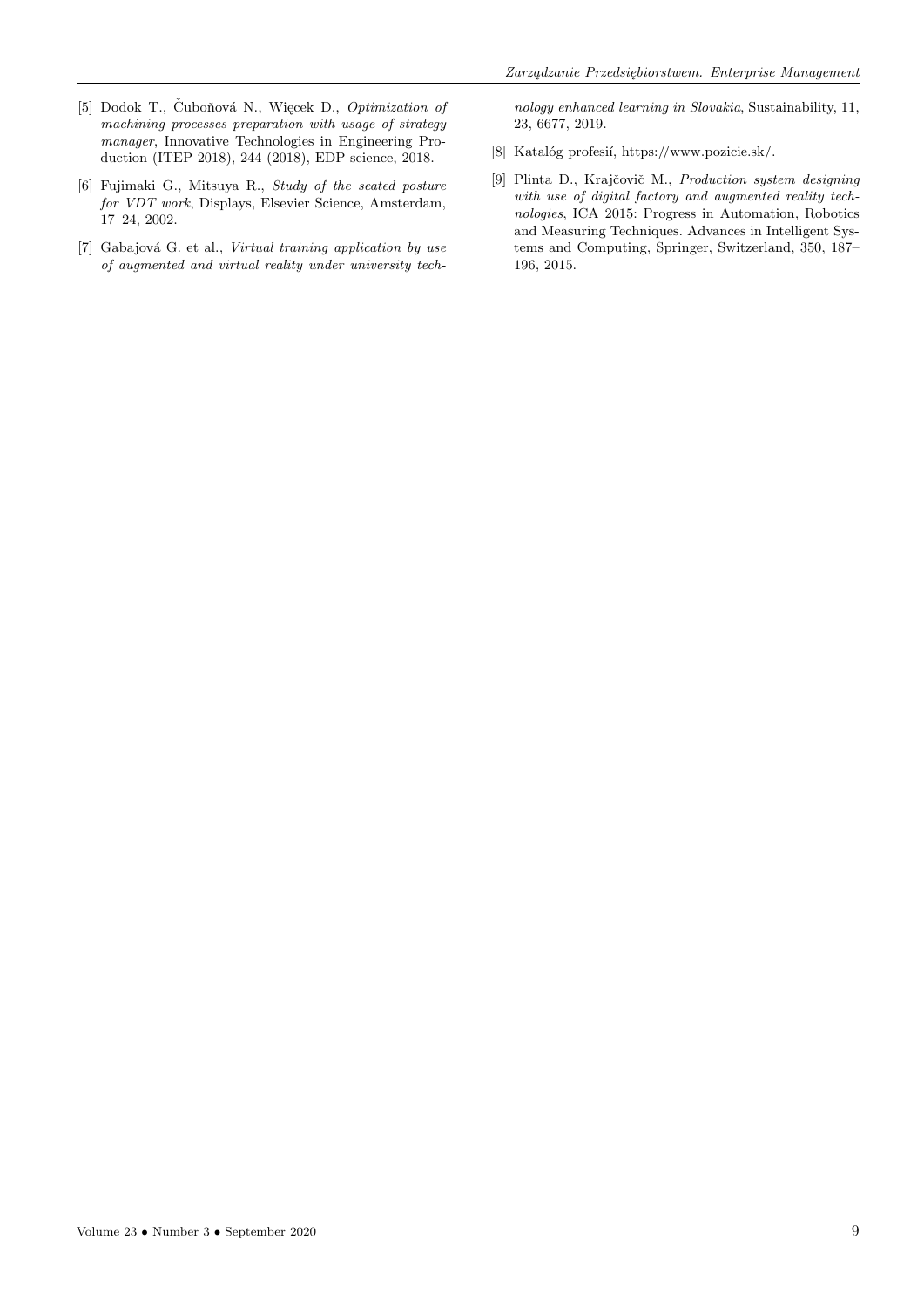[5] Dodok T., Čuboňová N., Więcek D., *Optimization of machining processes preparation with usage of strategy manager*, Innovative Technologies in Engineering Production (ITEP 2018), 244 (2018), EDP science, 2018.

[6] Fujimaki G., Mitsuya R., *Study of the seated posture for VDT work*, Displays, Elsevier Science, Amsterdam, 17–24, 2002.

[7] Gabajová G. et al., *Virtual training application by use of augmented and virtual reality under university technology enhanced learning in Slovakia*, Sustainability, 11, 23, 6677, 2019.

[8] Katalóg profesií, https://www.pozicie.sk/.

[9] Plinta D., Krajčovič M., *Production system designing with use of digital factory and augmented reality technologies*, ICA 2015: Progress in Automation, Robotics and Measuring Techniques. Advances in Intelligent Systems and Computing, Springer, Switzerland, 350, 187–196, 2015.